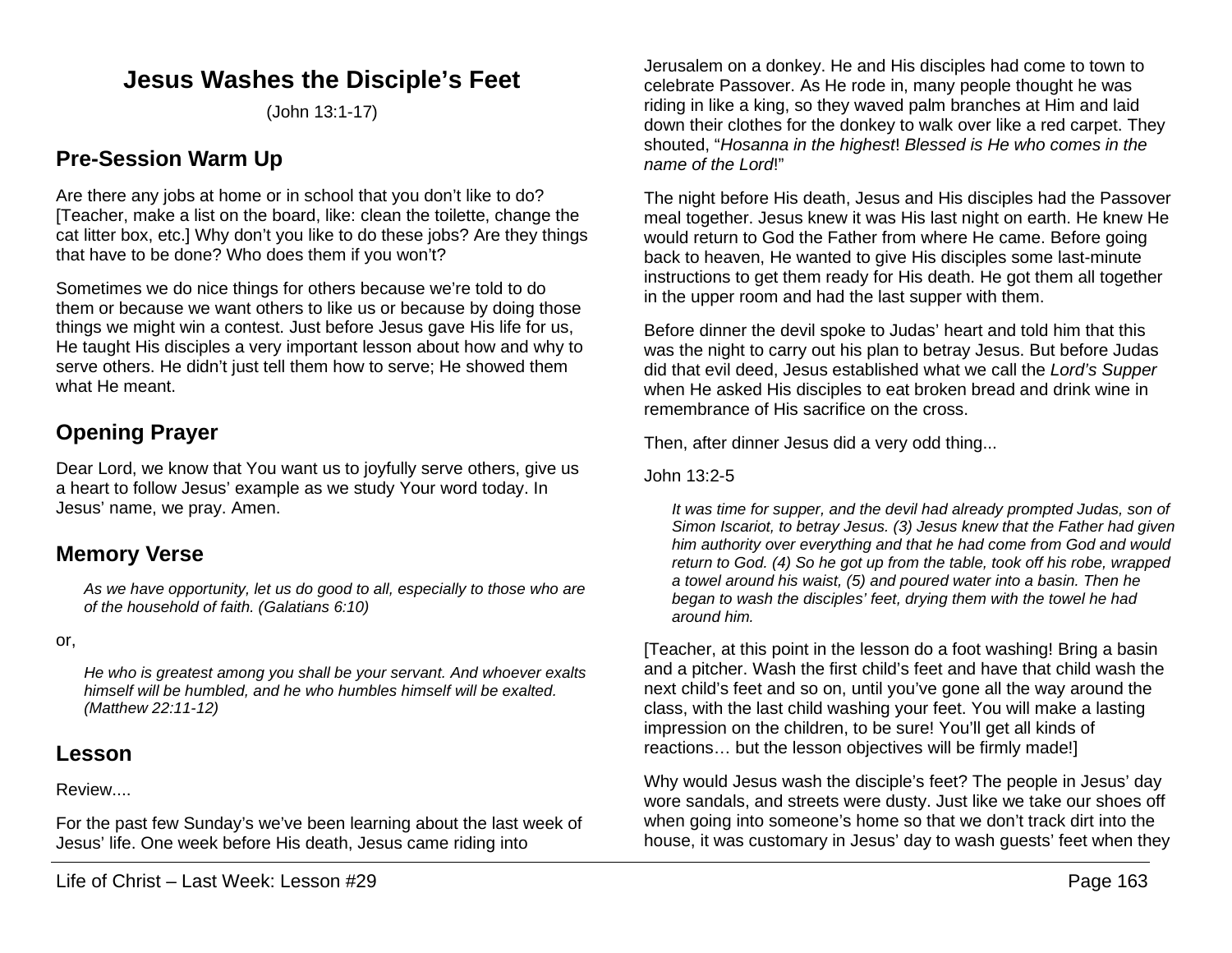# Jesus Washes the Disciple's Feet

(John 13:1-17)

## Pre-Session Warm Up

Are there any jobs at home or in school that you don't like to do? [Teacher, make a list on the board, like: clean the toilette, change the cat litter box, etc.] Why don't you like to do these jobs? Are they things that have to be done? Who does them if you won't?

Sometimes we do nice things for others because we're told to do them or because we want others to like us or because by doing those things we might win a contest. Just before Jesus gave His life for us, He taught His disciples a very important lesson about how and why to serve others. He didn't just tell them how to serve; He showed them what He meant.

## Opening Prayer

Dear Lord, we know that You want us to joyfully serve others, give us a heart to follow Jesus' example as we study Your word today. In Jesus' name, we pray. Amen.

## Memory Verse

> *As we have opportunity, let us do good to all, especially to those who are of the household of faith. (Galatians 6:10)*

or,

> *He who is greatest among you shall be your servant. And whoever exalts himself will be humbled, and he who humbles himself will be exalted. (Matthew 22:11-12)*

## Lesson

Review....

For the past few Sunday's we've been learning about the last week of Jesus' life. One week before His death, Jesus came riding into Jerusalem on a donkey. He and His disciples had come to town to celebrate Passover. As He rode in, many people thought he was riding in like a king, so they waved palm branches at Him and laid down their clothes for the donkey to walk over like a red carpet. They shouted, "*Hosanna in the highest*! *Blessed is He who comes in the name of the Lord*!"

The night before His death, Jesus and His disciples had the Passover meal together. Jesus knew it was His last night on earth. He knew He would return to God the Father from where He came. Before going back to heaven, He wanted to give His disciples some last-minute instructions to get them ready for His death. He got them all together in the upper room and had the last supper with them.

Before dinner the devil spoke to Judas' heart and told him that this was the night to carry out his plan to betray Jesus. But before Judas did that evil deed, Jesus established what we call the *Lord's Supper* when He asked His disciples to eat broken bread and drink wine in remembrance of His sacrifice on the cross.

Then, after dinner Jesus did a very odd thing...

John 13:2-5

> *It was time for supper, and the devil had already prompted Judas, son of Simon Iscariot, to betray Jesus. (3) Jesus knew that the Father had given him authority over everything and that he had come from God and would return to God. (4) So he got up from the table, took off his robe, wrapped a towel around his waist, (5) and poured water into a basin. Then he began to wash the disciples' feet, drying them with the towel he had around him.*

[Teacher, at this point in the lesson do a foot washing! Bring a basin and a pitcher. Wash the first child's feet and have that child wash the next child's feet and so on, until you've gone all the way around the class, with the last child washing your feet. You will make a lasting impression on the children, to be sure! You'll get all kinds of reactions… but the lesson objectives will be firmly made!]

Why would Jesus wash the disciple's feet? The people in Jesus' day wore sandals, and streets were dusty. Just like we take our shoes off when going into someone's home so that we don't track dirt into the house, it was customary in Jesus' day to wash guests' feet when they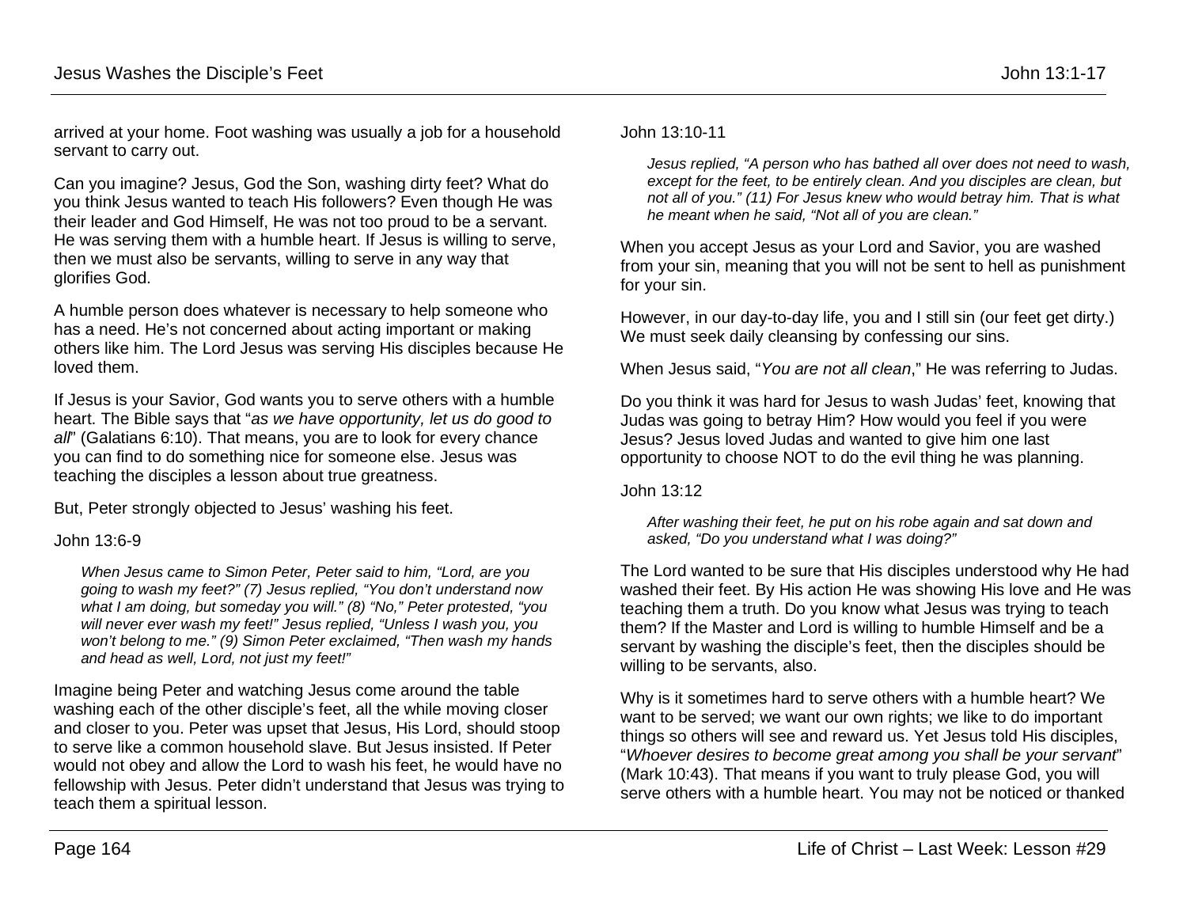arrived at your home. Foot washing was usually a job for a household servant to carry out.

Can you imagine? Jesus, God the Son, washing dirty feet? What do you think Jesus wanted to teach His followers? Even though He was their leader and God Himself, He was not too proud to be a servant. He was serving them with a humble heart. If Jesus is willing to serve, then we must also be servants, willing to serve in any way that glorifies God.

A humble person does whatever is necessary to help someone who has a need. He's not concerned about acting important or making others like him. The Lord Jesus was serving His disciples because He loved them.

If Jesus is your Savior, God wants you to serve others with a humble heart. The Bible says that "*as we have opportunity, let us do good to all*" (Galatians 6:10). That means, you are to look for every chance you can find to do something nice for someone else. Jesus was teaching the disciples a lesson about true greatness.

But, Peter strongly objected to Jesus' washing his feet.

John 13:6-9

> *When Jesus came to Simon Peter, Peter said to him, "Lord, are you going to wash my feet?" (7) Jesus replied, "You don't understand now what I am doing, but someday you will." (8) "No," Peter protested, "you will never ever wash my feet!" Jesus replied, "Unless I wash you, you won't belong to me." (9) Simon Peter exclaimed, "Then wash my hands and head as well, Lord, not just my feet!"*

Imagine being Peter and watching Jesus come around the table washing each of the other disciple's feet, all the while moving closer and closer to you. Peter was upset that Jesus, His Lord, should stoop to serve like a common household slave. But Jesus insisted. If Peter would not obey and allow the Lord to wash his feet, he would have no fellowship with Jesus. Peter didn't understand that Jesus was trying to teach them a spiritual lesson.

John 13:10-11

> *Jesus replied, "A person who has bathed all over does not need to wash, except for the feet, to be entirely clean. And you disciples are clean, but not all of you." (11) For Jesus knew who would betray him. That is what he meant when he said, "Not all of you are clean."*

When you accept Jesus as your Lord and Savior, you are washed from your sin, meaning that you will not be sent to hell as punishment for your sin.

However, in our day-to-day life, you and I still sin (our feet get dirty.) We must seek daily cleansing by confessing our sins.

When Jesus said, "*You are not all clean*," He was referring to Judas.

Do you think it was hard for Jesus to wash Judas' feet, knowing that Judas was going to betray Him? How would you feel if you were Jesus? Jesus loved Judas and wanted to give him one last opportunity to choose NOT to do the evil thing he was planning.

John 13:12

> *After washing their feet, he put on his robe again and sat down and asked, "Do you understand what I was doing?"*

The Lord wanted to be sure that His disciples understood why He had washed their feet. By His action He was showing His love and He was teaching them a truth. Do you know what Jesus was trying to teach them? If the Master and Lord is willing to humble Himself and be a servant by washing the disciple's feet, then the disciples should be willing to be servants, also.

Why is it sometimes hard to serve others with a humble heart? We want to be served; we want our own rights; we like to do important things so others will see and reward us. Yet Jesus told His disciples, "*Whoever desires to become great among you shall be your servant*" (Mark 10:43). That means if you want to truly please God, you will serve others with a humble heart. You may not be noticed or thanked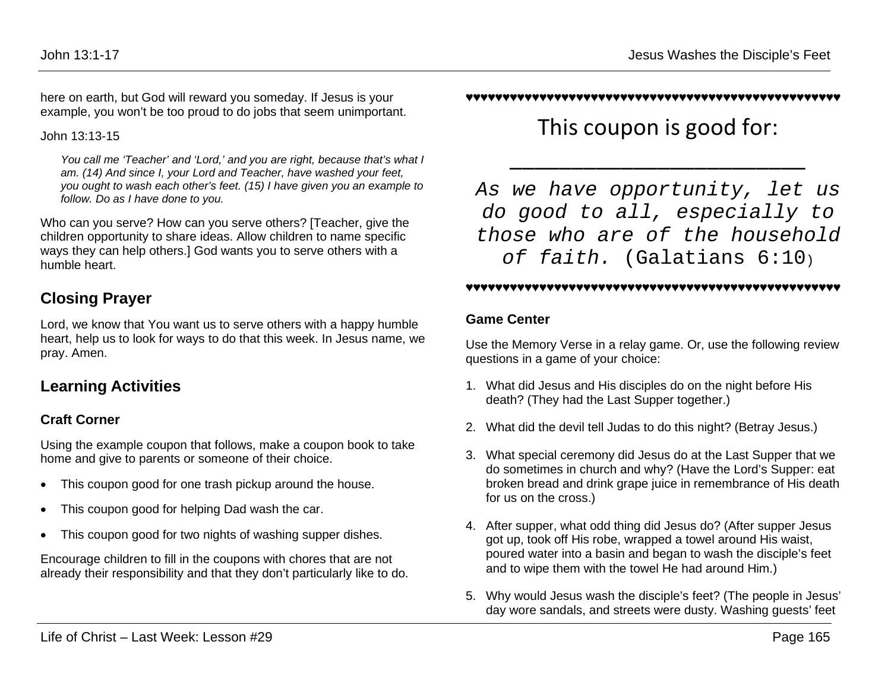here on earth, but God will reward you someday. If Jesus is your example, you won't be too proud to do jobs that seem unimportant.

John 13:13-15

> *You call me 'Teacher' and 'Lord,' and you are right, because that's what I am. (14) And since I, your Lord and Teacher, have washed your feet, you ought to wash each other's feet. (15) I have given you an example to follow. Do as I have done to you.*

Who can you serve? How can you serve others? [Teacher, give the children opportunity to share ideas. Allow children to name specific ways they can help others.] God wants you to serve others with a humble heart.

## Closing Prayer

Lord, we know that You want us to serve others with a happy humble heart, help us to look for ways to do that this week. In Jesus name, we pray. Amen.

## Learning Activities

### Craft Corner

Using the example coupon that follows, make a coupon book to take home and give to parents or someone of their choice.

- This coupon good for one trash pickup around the house.
- This coupon good for helping Dad wash the car.
- This coupon good for two nights of washing supper dishes.

Encourage children to fill in the coupons with chores that are not already their responsibility and that they don't particularly like to do.

♥♥♥♥♥♥♥♥♥♥♥♥♥♥♥♥♥♥♥♥♥♥♥♥♥♥♥♥♥♥♥♥♥♥♥♥♥♥♥♥♥♥♥♥♥♥♥♥♥♥♥♥♥♥♥♥

This coupon is good for:

______________________

*As we have opportunity, let us do good to all, especially to those who are of the household of faith.* (Galatians 6:10)

♥♥♥♥♥♥♥♥♥♥♥♥♥♥♥♥♥♥♥♥♥♥♥♥♥♥♥♥♥♥♥♥♥♥♥♥♥♥♥♥♥♥♥♥♥♥♥♥♥♥♥♥♥♥♥♥

### Game Center

Use the Memory Verse in a relay game. Or, use the following review questions in a game of your choice:

1. What did Jesus and His disciples do on the night before His death? (They had the Last Supper together.)
2. What did the devil tell Judas to do this night? (Betray Jesus.)
3. What special ceremony did Jesus do at the Last Supper that we do sometimes in church and why? (Have the Lord's Supper: eat broken bread and drink grape juice in remembrance of His death for us on the cross.)
4. After supper, what odd thing did Jesus do? (After supper Jesus got up, took off His robe, wrapped a towel around His waist, poured water into a basin and began to wash the disciple's feet and to wipe them with the towel He had around Him.)
5. Why would Jesus wash the disciple's feet? (The people in Jesus' day wore sandals, and streets were dusty. Washing guests' feet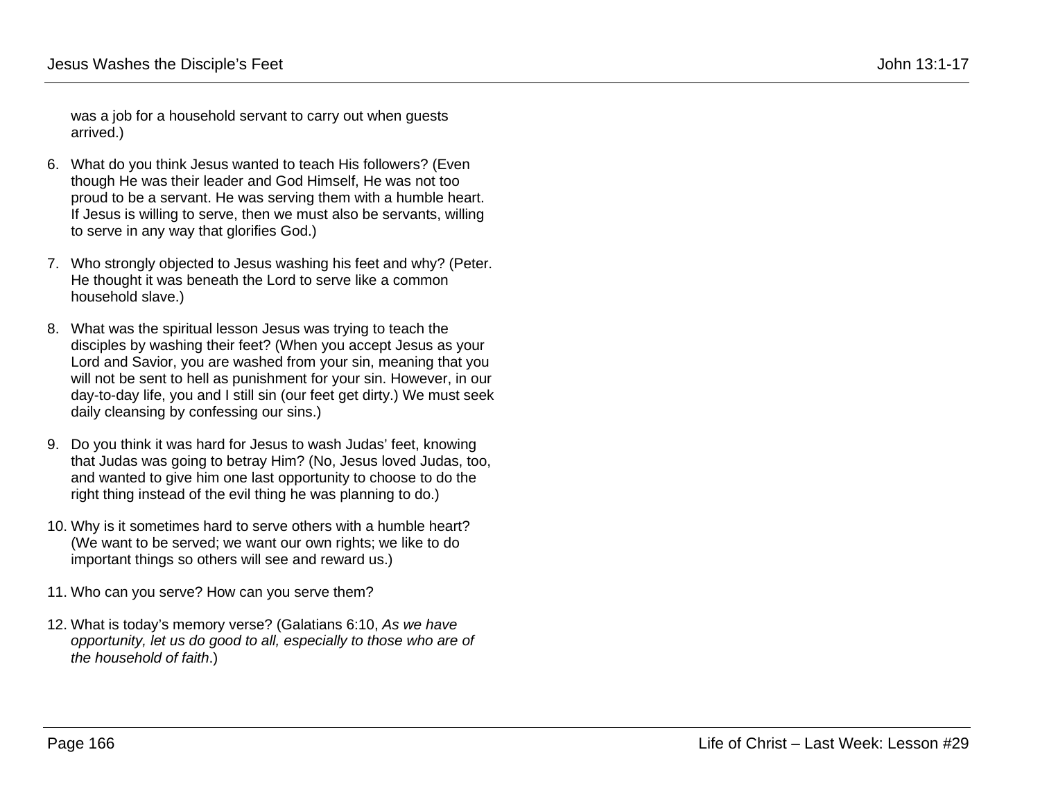was a job for a household servant to carry out when guests arrived.)

6. What do you think Jesus wanted to teach His followers? (Even though He was their leader and God Himself, He was not too proud to be a servant. He was serving them with a humble heart. If Jesus is willing to serve, then we must also be servants, willing to serve in any way that glorifies God.)

7. Who strongly objected to Jesus washing his feet and why? (Peter. He thought it was beneath the Lord to serve like a common household slave.)

8. What was the spiritual lesson Jesus was trying to teach the disciples by washing their feet? (When you accept Jesus as your Lord and Savior, you are washed from your sin, meaning that you will not be sent to hell as punishment for your sin. However, in our day-to-day life, you and I still sin (our feet get dirty.) We must seek daily cleansing by confessing our sins.)

9. Do you think it was hard for Jesus to wash Judas' feet, knowing that Judas was going to betray Him? (No, Jesus loved Judas, too, and wanted to give him one last opportunity to choose to do the right thing instead of the evil thing he was planning to do.)

10. Why is it sometimes hard to serve others with a humble heart? (We want to be served; we want our own rights; we like to do important things so others will see and reward us.)

11. Who can you serve? How can you serve them?

12. What is today's memory verse? (Galatians 6:10, *As we have opportunity, let us do good to all, especially to those who are of the household of faith*.)